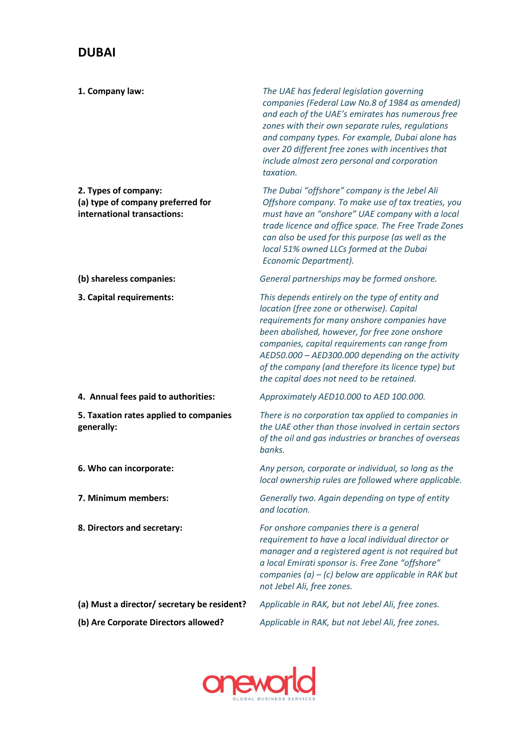## DUBAI

| | |
|---|---|
| **1. Company law:** | *The UAE has federal legislation governing companies (Federal Law No.8 of 1984 as amended) and each of the UAE's emirates has numerous free zones with their own separate rules, regulations and company types. For example, Dubai alone has over 20 different free zones with incentives that include almost zero personal and corporation taxation.* |
| **2. Types of company:**<br>**(a) type of company preferred for international transactions:** | *The Dubai "offshore" company is the Jebel Ali Offshore company. To make use of tax treaties, you must have an "onshore" UAE company with a local trade licence and office space. The Free Trade Zones can also be used for this purpose (as well as the local 51% owned LLCs formed at the Dubai Economic Department).* |
| **(b) shareless companies:** | *General partnerships may be formed onshore.* |
| **3. Capital requirements:** | *This depends entirely on the type of entity and location (free zone or otherwise). Capital requirements for many onshore companies have been abolished, however, for free zone onshore companies, capital requirements can range from AED50.000 – AED300.000 depending on the activity of the company (and therefore its licence type) but the capital does not need to be retained.* |
| **4. Annual fees paid to authorities:** | *Approximately AED10.000 to AED 100.000.* |
| **5. Taxation rates applied to companies generally:** | *There is no corporation tax applied to companies in the UAE other than those involved in certain sectors of the oil and gas industries or branches of overseas banks.* |
| **6. Who can incorporate:** | *Any person, corporate or individual, so long as the local ownership rules are followed where applicable.* |
| **7. Minimum members:** | *Generally two. Again depending on type of entity and location.* |
| **8. Directors and secretary:** | *For onshore companies there is a general requirement to have a local individual director or manager and a registered agent is not required but a local Emirati sponsor is. Free Zone "offshore" companies (a) – (c) below are applicable in RAK but not Jebel Ali, free zones.* |
| **(a) Must a director/ secretary be resident?** | *Applicable in RAK, but not Jebel Ali, free zones.* |
| **(b) Are Corporate Directors allowed?** | *Applicable in RAK, but not Jebel Ali, free zones.* |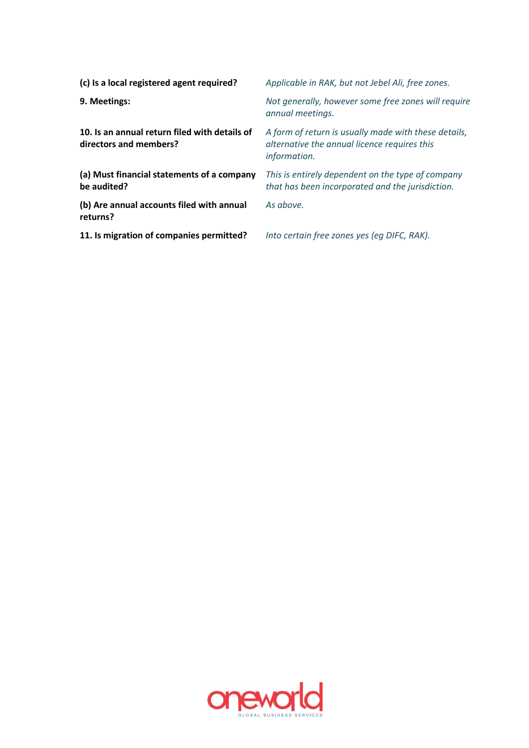| | |
|---|---|
| **(c) Is a local registered agent required?** | *Applicable in RAK, but not Jebel Ali, free zones.* |
| **9. Meetings:** | *Not generally, however some free zones will require annual meetings.* |
| **10. Is an annual return filed with details of directors and members?** | *A form of return is usually made with these details, alternative the annual licence requires this information.* |
| **(a) Must financial statements of a company be audited?** | *This is entirely dependent on the type of company that has been incorporated and the jurisdiction.* |
| **(b) Are annual accounts filed with annual returns?** | *As above.* |
| **11. Is migration of companies permitted?** | *Into certain free zones yes (eg DIFC, RAK).* |